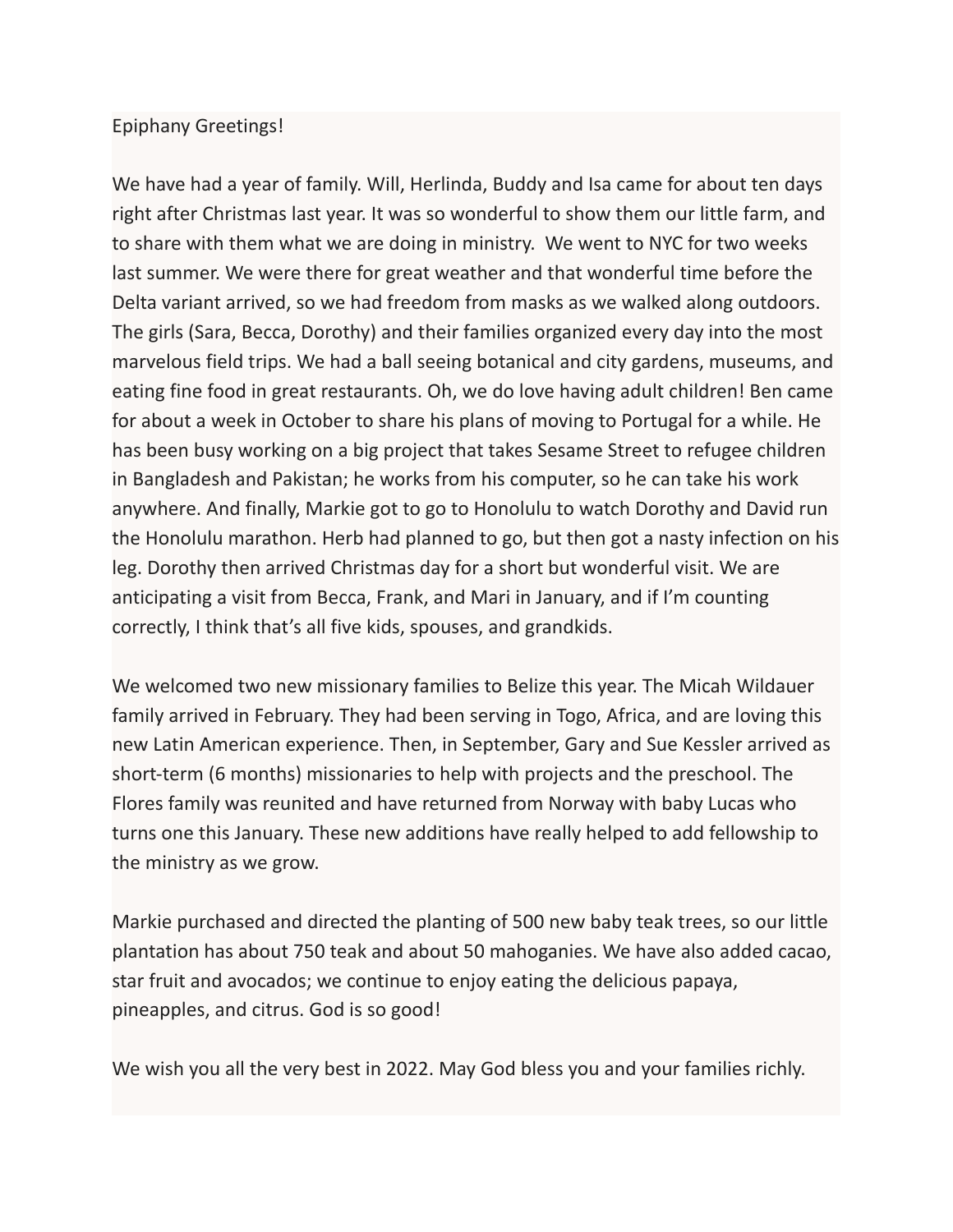Epiphany Greetings!

We have had a year of family. Will, Herlinda, Buddy and Isa came for about ten days right after Christmas last year. It was so wonderful to show them our little farm, and to share with them what we are doing in ministry.  We went to NYC for two weeks last summer. We were there for great weather and that wonderful time before the Delta variant arrived, so we had freedom from masks as we walked along outdoors. The girls (Sara, Becca, Dorothy) and their families organized every day into the most marvelous field trips. We had a ball seeing botanical and city gardens, museums, and eating fine food in great restaurants. Oh, we do love having adult children! Ben came for about a week in October to share his plans of moving to Portugal for a while. He has been busy working on a big project that takes Sesame Street to refugee children in Bangladesh and Pakistan; he works from his computer, so he can take his work anywhere. And finally, Markie got to go to Honolulu to watch Dorothy and David run the Honolulu marathon. Herb had planned to go, but then got a nasty infection on his leg. Dorothy then arrived Christmas day for a short but wonderful visit. We are anticipating a visit from Becca, Frank, and Mari in January, and if I'm counting correctly, I think that's all five kids, spouses, and grandkids.

We welcomed two new missionary families to Belize this year. The Micah Wildauer family arrived in February. They had been serving in Togo, Africa, and are loving this new Latin American experience. Then, in September, Gary and Sue Kessler arrived as short-term (6 months) missionaries to help with projects and the preschool. The Flores family was reunited and have returned from Norway with baby Lucas who turns one this January. These new additions have really helped to add fellowship to the ministry as we grow.

Markie purchased and directed the planting of 500 new baby teak trees, so our little plantation has about 750 teak and about 50 mahoganies. We have also added cacao, star fruit and avocados; we continue to enjoy eating the delicious papaya, pineapples, and citrus. God is so good!

We wish you all the very best in 2022. May God bless you and your families richly.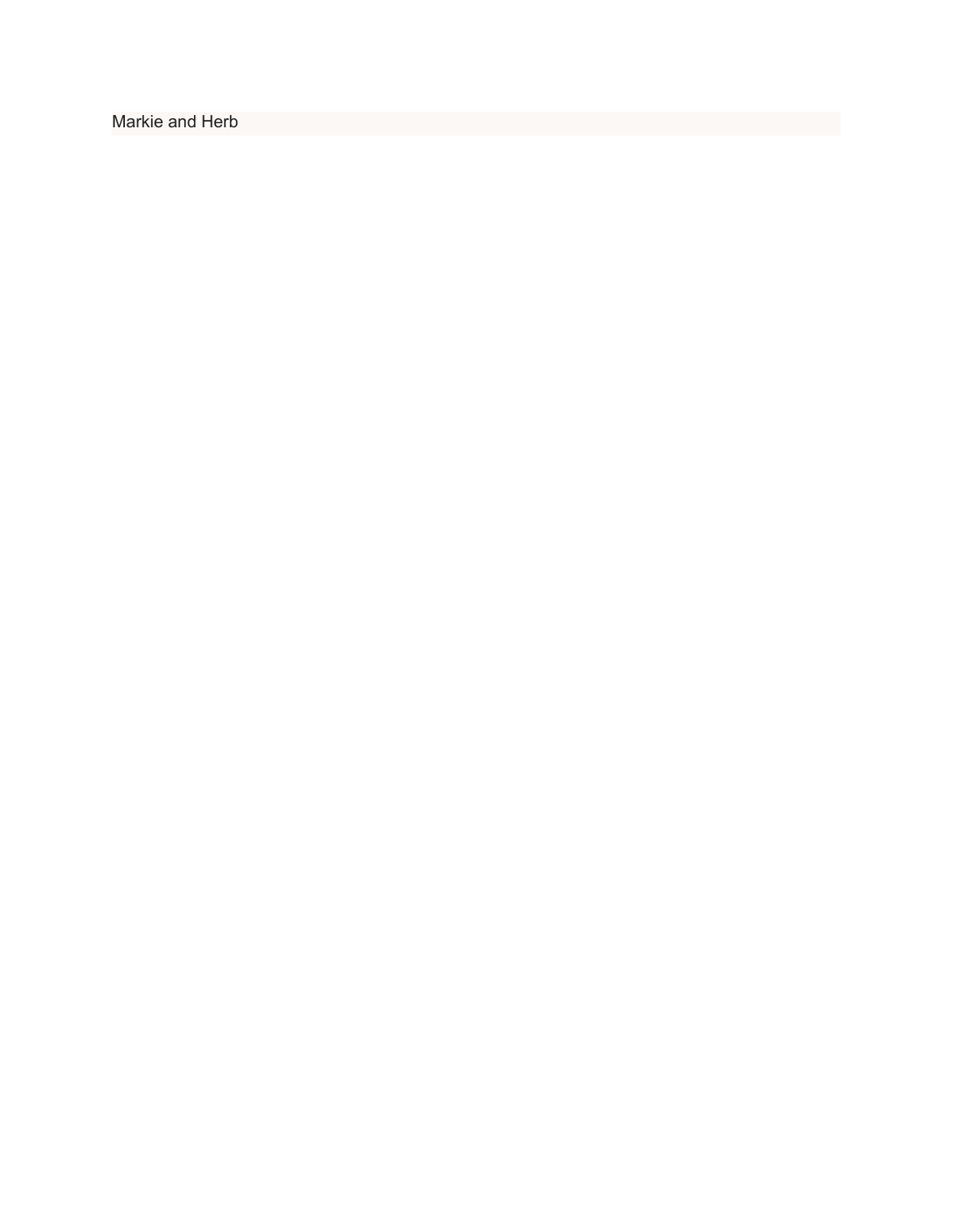Markie and Herb